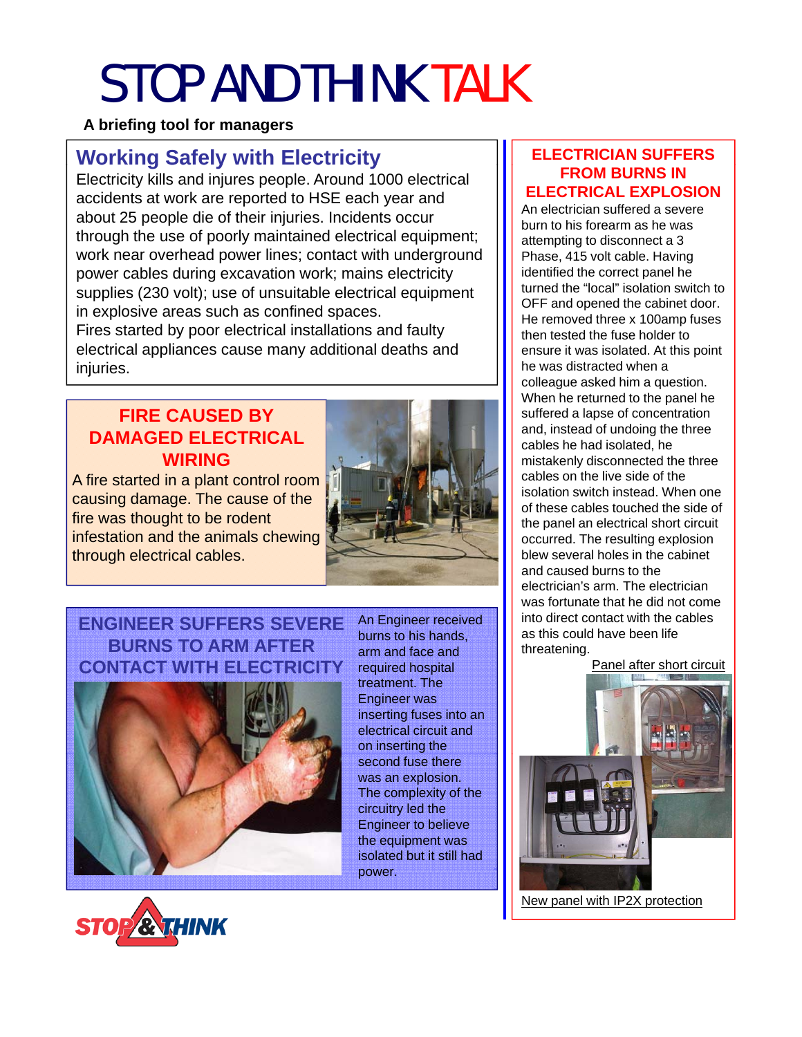# STOP AND THINK TALK

**A briefing tool for managers**

## Working Safely with Electricity

Electricity kills and injures people. Around 1000 electrical accidents at work are reported to HSE each year and about 25 people die of their injuries. Incidents occur through the use of poorly maintained electrical equipment; work near overhead power lines; contact with underground power cables during excavation work; mains electricity supplies (230 volt); use of unsuitable electrical equipment in explosive areas such as confined spaces.

Fires started by poor electrical installations and faulty electrical appliances cause many additional deaths and injuries.

## FIRE CAUSED BY DAMAGED ELECTRICAL WIRING

A fire started in a plant control room causing damage. The cause of the fire was thought to be rodent infestation and the animals chewing through electrical cables.

## ENGINEER SUFFERS SEVERE BURNS TO ARM AFTER CONTACT WITH ELECTRICITY

An Engineer received burns to his hands, arm and face and required hospital treatment. The Engineer was inserting fuses into an electrical circuit and on inserting the second fuse there was an explosion. The complexity of the circuitry led the Engineer to believe the equipment was isolated but it still had power.

## ELECTRICIAN SUFFERS FROM BURNS IN ELECTRICAL EXPLOSION

An electrician suffered a severe burn to his forearm as he was attempting to disconnect a 3 Phase, 415 volt cable. Having identified the correct panel he turned the "local" isolation switch to OFF and opened the cabinet door. He removed three x 100amp fuses then tested the fuse holder to ensure it was isolated. At this point he was distracted when a colleague asked him a question. When he returned to the panel he suffered a lapse of concentration and, instead of undoing the three cables he had isolated, he mistakenly disconnected the three cables on the live side of the isolation switch instead. When one of these cables touched the side of the panel an electrical short circuit occurred. The resulting explosion blew several holes in the cabinet and caused burns to the electrician's arm. The electrician was fortunate that he did not come into direct contact with the cables as this could have been life threatening.

Panel after short circuit

New panel with IP2X protection

STOP & THINK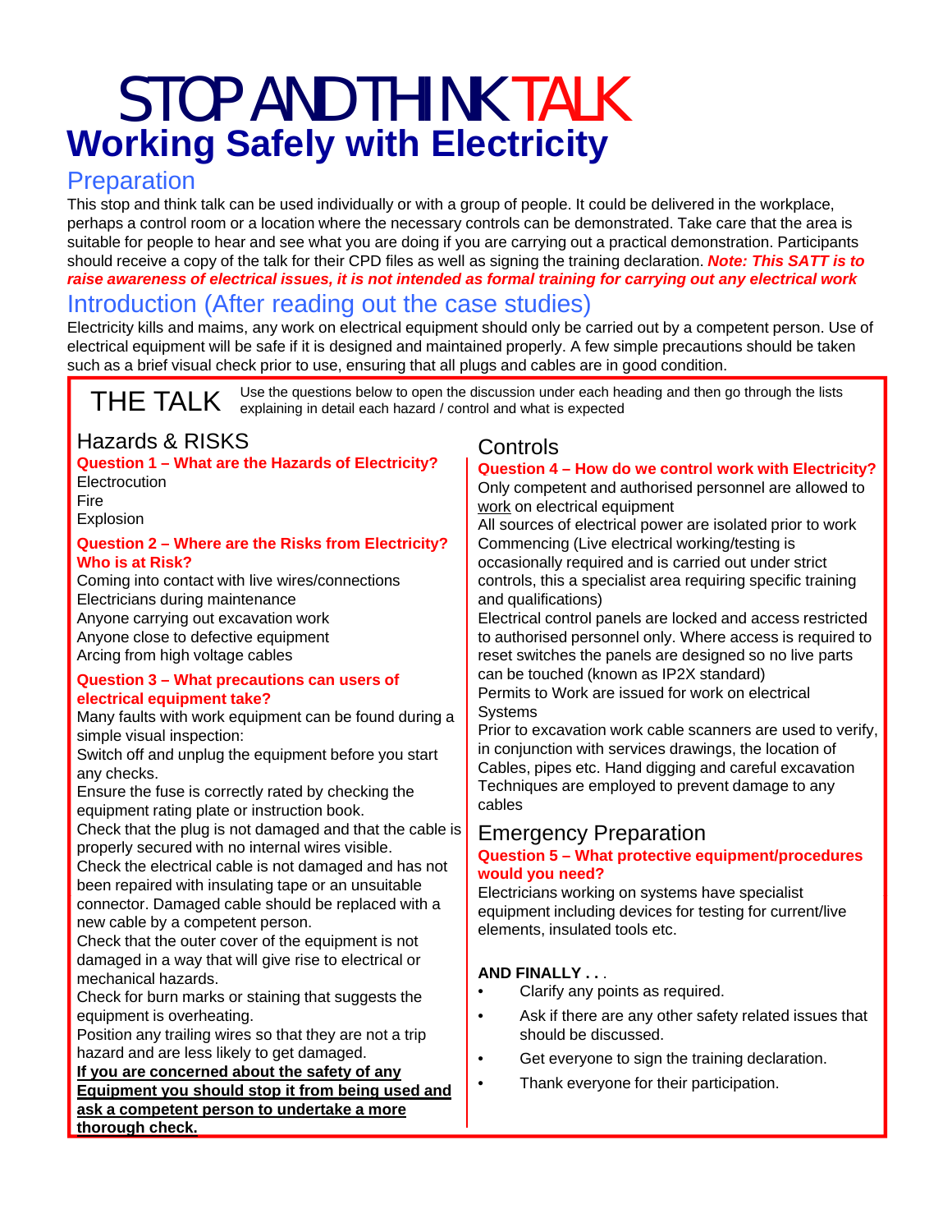# STOP AND THINK TALK

# Working Safely with Electricity

## Preparation

This stop and think talk can be used individually or with a group of people. It could be delivered in the workplace, perhaps a control room or a location where the necessary controls can be demonstrated. Take care that the area is suitable for people to hear and see what you are doing if you are carrying out a practical demonstration. Participants should receive a copy of the talk for their CPD files as well as signing the training declaration. ***Note: This SATT is to raise awareness of electrical issues, it is not intended as formal training for carrying out any electrical work***

## Introduction (After reading out the case studies)

Electricity kills and maims, any work on electrical equipment should only be carried out by a competent person. Use of electrical equipment will be safe if it is designed and maintained properly. A few simple precautions should be taken such as a brief visual check prior to use, ensuring that all plugs and cables are in good condition.

## THE TALK

Use the questions below to open the discussion under each heading and then go through the lists explaining in detail each hazard / control and what is expected

### Hazards & RISKS

**Question 1 – What are the Hazards of Electricity?**

Electrocution
Fire
Explosion

**Question 2 – Where are the Risks from Electricity? Who is at Risk?**

Coming into contact with live wires/connections
Electricians during maintenance
Anyone carrying out excavation work
Anyone close to defective equipment
Arcing from high voltage cables

**Question 3 – What precautions can users of electrical equipment take?**

Many faults with work equipment can be found during a simple visual inspection:
Switch off and unplug the equipment before you start any checks.
Ensure the fuse is correctly rated by checking the equipment rating plate or instruction book.
Check that the plug is not damaged and that the cable is properly secured with no internal wires visible.
Check the electrical cable is not damaged and has not been repaired with insulating tape or an unsuitable connector. Damaged cable should be replaced with a new cable by a competent person.
Check that the outer cover of the equipment is not damaged in a way that will give rise to electrical or mechanical hazards.
Check for burn marks or staining that suggests the equipment is overheating.
Position any trailing wires so that they are not a trip hazard and are less likely to get damaged.
**<u>If you are concerned about the safety of any Equipment you should stop it from being used and ask a competent person to undertake a more thorough check.</u>**

### Controls

**Question 4 – How do we control work with Electricity?**

Only competent and authorised personnel are allowed to <u>work</u> on electrical equipment
All sources of electrical power are isolated prior to work Commencing (Live electrical working/testing is occasionally required and is carried out under strict controls, this a specialist area requiring specific training and qualifications)
Electrical control panels are locked and access restricted to authorised personnel only. Where access is required to reset switches the panels are designed so no live parts can be touched (known as IP2X standard)
Permits to Work are issued for work on electrical Systems
Prior to excavation work cable scanners are used to verify, in conjunction with services drawings, the location of Cables, pipes etc. Hand digging and careful excavation Techniques are employed to prevent damage to any cables

### Emergency Preparation

**Question 5 – What protective equipment/procedures would you need?**

Electricians working on systems have specialist equipment including devices for testing for current/live elements, insulated tools etc.

**AND FINALLY . . .**

- Clarify any points as required.
- Ask if there are any other safety related issues that should be discussed.
- Get everyone to sign the training declaration.
- Thank everyone for their participation.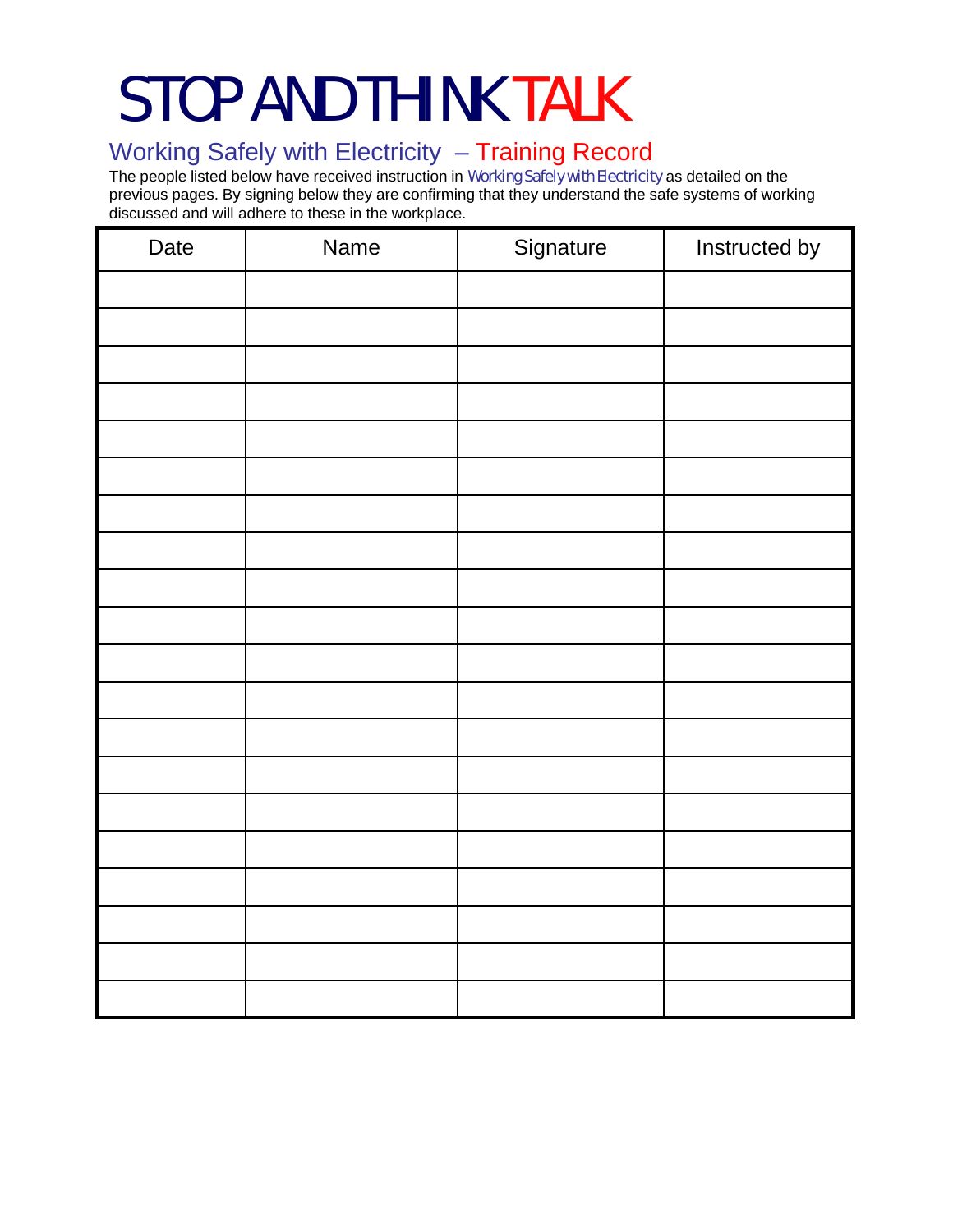# STOP AND THINK TALK

## Working Safely with Electricity – Training Record

The people listed below have received instruction in Working Safely with Electricity as detailed on the previous pages. By signing below they are confirming that they understand the safe systems of working discussed and will adhere to these in the workplace.

| Date | Name | Signature | Instructed by |
|---|---|---|---|
| | | | |
| | | | |
| | | | |
| | | | |
| | | | |
| | | | |
| | | | |
| | | | |
| | | | |
| | | | |
| | | | |
| | | | |
| | | | |
| | | | |
| | | | |
| | | | |
| | | | |
| | | | |
| | | | |
| | | | |